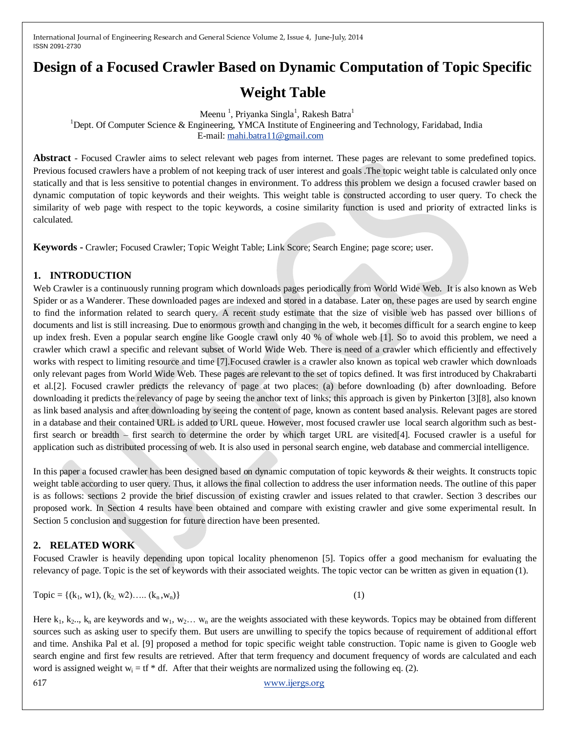# Design of a Focused Crawler Based on Dynamic Computation of Topic Specific Weight Table

Meenu [1], Priyanka Singla[1], Rakesh Batra[1]

[1]Dept. Of Computer Science & Engineering, YMCA Institute of Engineering and Technology, Faridabad, India

E-mail: mahi.batra11@gmail.com

**Abstract** - Focused Crawler aims to select relevant web pages from internet. These pages are relevant to some predefined topics. Previous focused crawlers have a problem of not keeping track of user interest and goals .The topic weight table is calculated only once statically and that is less sensitive to potential changes in environment. To address this problem we design a focused crawler based on dynamic computation of topic keywords and their weights. This weight table is constructed according to user query. To check the similarity of web page with respect to the topic keywords, a cosine similarity function is used and priority of extracted links is calculated.

**Keywords -** Crawler; Focused Crawler; Topic Weight Table; Link Score; Search Engine; page score; user.

## 1. INTRODUCTION

Web Crawler is a continuously running program which downloads pages periodically from World Wide Web. It is also known as Web Spider or as a Wanderer. These downloaded pages are indexed and stored in a database. Later on, these pages are used by search engine to find the information related to search query. A recent study estimate that the size of visible web has passed over billions of documents and list is still increasing. Due to enormous growth and changing in the web, it becomes difficult for a search engine to keep up index fresh. Even a popular search engine like Google crawl only 40 % of whole web [1]. So to avoid this problem, we need a crawler which crawl a specific and relevant subset of World Wide Web. There is need of a crawler which efficiently and effectively works with respect to limiting resource and time [7].Focused crawler is a crawler also known as topical web crawler which downloads only relevant pages from World Wide Web. These pages are relevant to the set of topics defined. It was first introduced by Chakrabarti et al.[2]. Focused crawler predicts the relevancy of page at two places: (a) before downloading (b) after downloading. Before downloading it predicts the relevancy of page by seeing the anchor text of links; this approach is given by Pinkerton [3][8], also known as link based analysis and after downloading by seeing the content of page, known as content based analysis. Relevant pages are stored in a database and their contained URL is added to URL queue. However, most focused crawler use local search algorithm such as best-first search or breadth – first search to determine the order by which target URL are visited[4]. Focused crawler is a useful for application such as distributed processing of web. It is also used in personal search engine, web database and commercial intelligence.

In this paper a focused crawler has been designed based on dynamic computation of topic keywords & their weights. It constructs topic weight table according to user query. Thus, it allows the final collection to address the user information needs. The outline of this paper is as follows: sections 2 provide the brief discussion of existing crawler and issues related to that crawler. Section 3 describes our proposed work. In Section 4 results have been obtained and compare with existing crawler and give some experimental result. In Section 5 conclusion and suggestion for future direction have been presented.

## 2. RELATED WORK

Focused Crawler is heavily depending upon topical locality phenomenon [5]. Topics offer a good mechanism for evaluating the relevancy of page. Topic is the set of keywords with their associated weights. The topic vector can be written as given in equation (1).

$$\text{Topic} = \{(k_1, w1), (k_2, w2) \ldots\ldots (k_n, w_n)\} \qquad (1)$$

Here $k_1$, $k_2$.., $k_n$ are keywords and $w_1$, $w_2$… $w_n$ are the weights associated with these keywords. Topics may be obtained from different sources such as asking user to specify them. But users are unwilling to specify the topics because of requirement of additional effort and time. Anshika Pal et al. [9] proposed a method for topic specific weight table construction. Topic name is given to Google web search engine and first few results are retrieved. After that term frequency and document frequency of words are calculated and each word is assigned weight $w_i = tf * df$. After that their weights are normalized using the following eq. (2).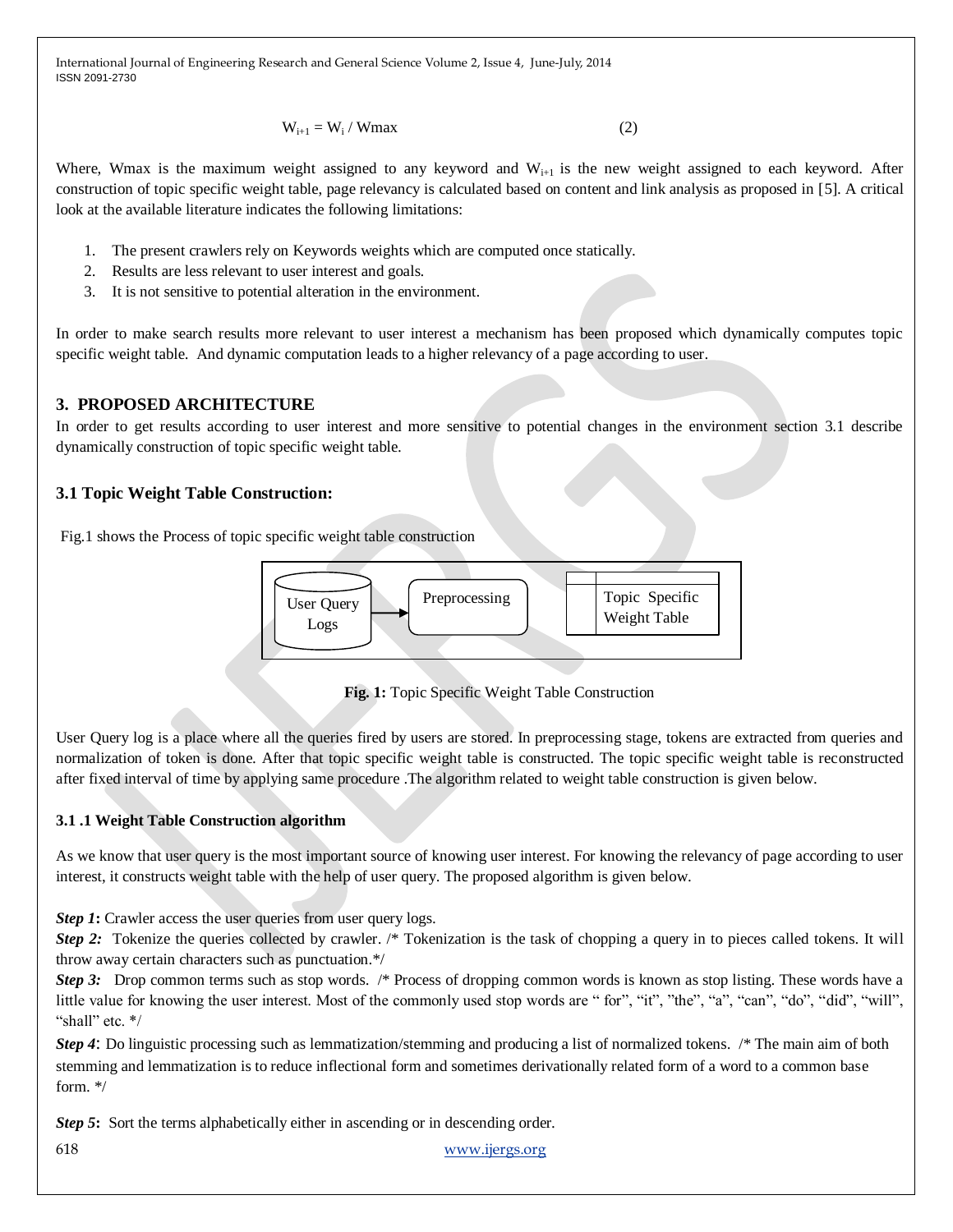$$W_{i+1} = W_i / Wmax \qquad (2)$$

Where, Wmax is the maximum weight assigned to any keyword and $W_{i+1}$ is the new weight assigned to each keyword. After construction of topic specific weight table, page relevancy is calculated based on content and link analysis as proposed in [5]. A critical look at the available literature indicates the following limitations:

1. The present crawlers rely on Keywords weights which are computed once statically.
2. Results are less relevant to user interest and goals.
3. It is not sensitive to potential alteration in the environment.

In order to make search results more relevant to user interest a mechanism has been proposed which dynamically computes topic specific weight table. And dynamic computation leads to a higher relevancy of a page according to user.

## 3. PROPOSED ARCHITECTURE

In order to get results according to user interest and more sensitive to potential changes in the environment section 3.1 describe dynamically construction of topic specific weight table.

### 3.1 Topic Weight Table Construction:

Fig.1 shows the Process of topic specific weight table construction

User Query Logs → Preprocessing → Topic Specific Weight Table

**Fig. 1:** Topic Specific Weight Table Construction

User Query log is a place where all the queries fired by users are stored. In preprocessing stage, tokens are extracted from queries and normalization of token is done. After that topic specific weight table is constructed. The topic specific weight table is reconstructed after fixed interval of time by applying same procedure .The algorithm related to weight table construction is given below.

#### 3.1 .1 Weight Table Construction algorithm

As we know that user query is the most important source of knowing user interest. For knowing the relevancy of page according to user interest, it constructs weight table with the help of user query. The proposed algorithm is given below.

***Step 1*:** Crawler access the user queries from user query logs.

***Step 2:*** Tokenize the queries collected by crawler. /* Tokenization is the task of chopping a query in to pieces called tokens. It will throw away certain characters such as punctuation.*/

***Step 3:*** Drop common terms such as stop words. /* Process of dropping common words is known as stop listing. These words have a little value for knowing the user interest. Most of the commonly used stop words are " for", "it", "the", "a", "can", "do", "did", "will", "shall" etc. */

***Step 4*:** Do linguistic processing such as lemmatization/stemming and producing a list of normalized tokens. /* The main aim of both stemming and lemmatization is to reduce inflectional form and sometimes derivationally related form of a word to a common base form. */

***Step 5*:** Sort the terms alphabetically either in ascending or in descending order.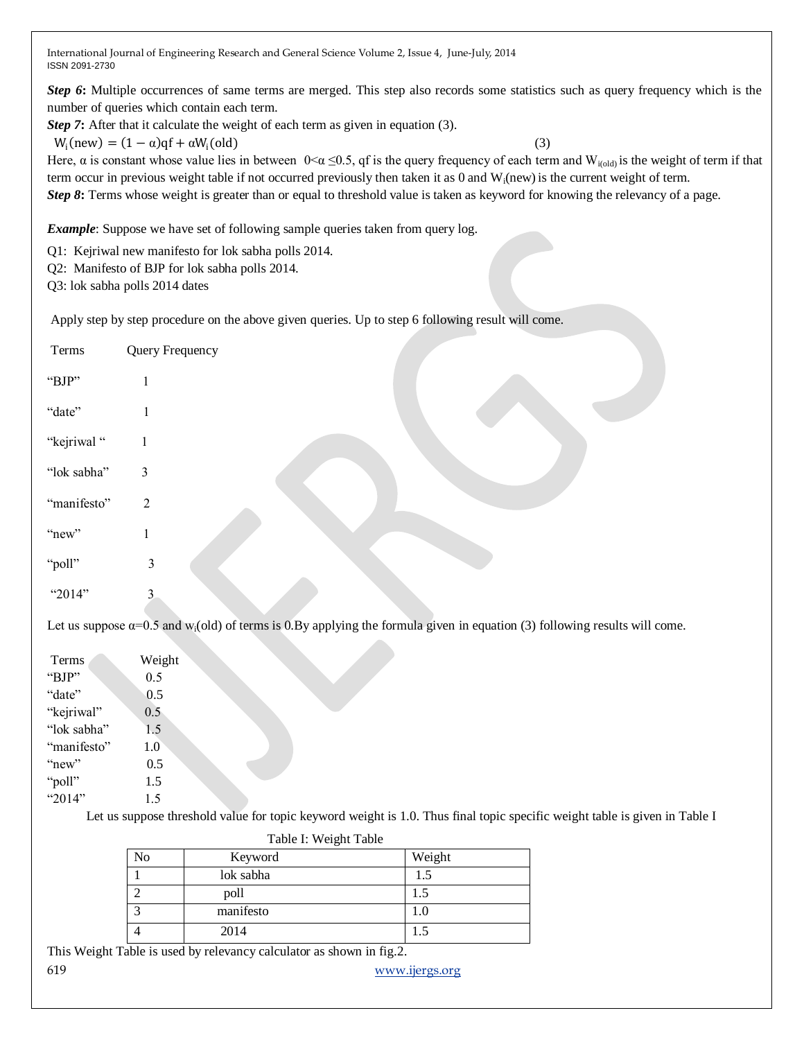***Step 6*:** Multiple occurrences of same terms are merged. This step also records some statistics such as query frequency which is the number of queries which contain each term.

***Step 7*:** After that it calculate the weight of each term as given in equation (3).

$$W_i(\text{new}) = (1 - \alpha)qf + \alpha W_i(\text{old}) \quad (3)$$

Here, $\alpha$ is constant whose value lies in between $0 < \alpha \leq 0.5$, qf is the query frequency of each term and $W_{i(old)}$ is the weight of term if that term occur in previous weight table if not occurred previously then taken it as 0 and $W_i(\text{new})$ is the current weight of term.

***Step 8*:** Terms whose weight is greater than or equal to threshold value is taken as keyword for knowing the relevancy of a page.

***Example***: Suppose we have set of following sample queries taken from query log.

Q1: Kejriwal new manifesto for lok sabha polls 2014.

Q2: Manifesto of BJP for lok sabha polls 2014.

Q3: lok sabha polls 2014 dates

Apply step by step procedure on the above given queries. Up to step 6 following result will come.

| Terms | Query Frequency |
|---|---|
| "BJP" | 1 |
| "date" | 1 |
| "kejriwal " | 1 |
| "lok sabha" | 3 |
| "manifesto" | 2 |
| "new" | 1 |
| "poll" | 3 |
| "2014" | 3 |

Let us suppose $\alpha$=0.5 and $w_i$(old) of terms is 0.By applying the formula given in equation (3) following results will come.

| Terms | Weight |
|---|---|
| "BJP" | 0.5 |
| "date" | 0.5 |
| "kejriwal" | 0.5 |
| "lok sabha" | 1.5 |
| "manifesto" | 1.0 |
| "new" | 0.5 |
| "poll" | 1.5 |
| "2014" | 1.5 |

Let us suppose threshold value for topic keyword weight is 1.0. Thus final topic specific weight table is given in Table I

Table I: Weight Table

| No | Keyword | Weight |
|---|---|---|
| 1 | lok sabha | 1.5 |
| 2 | poll | 1.5 |
| 3 | manifesto | 1.0 |
| 4 | 2014 | 1.5 |

This Weight Table is used by relevancy calculator as shown in fig.2.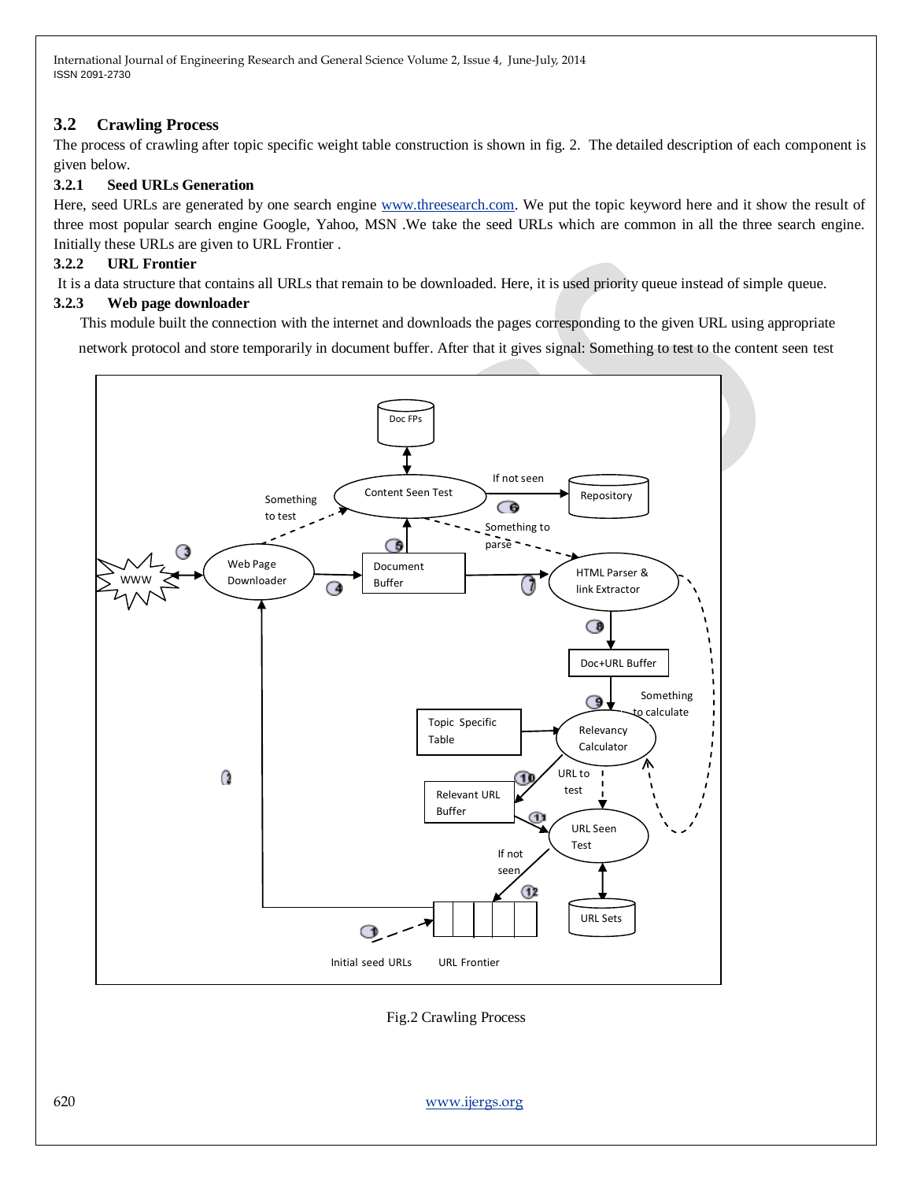## 3.2 Crawling Process

The process of crawling after topic specific weight table construction is shown in fig. 2. The detailed description of each component is given below.

### 3.2.1 Seed URLs Generation

Here, seed URLs are generated by one search engine www.threesearch.com. We put the topic keyword here and it show the result of three most popular search engine Google, Yahoo, MSN .We take the seed URLs which are common in all the three search engine. Initially these URLs are given to URL Frontier .

### 3.2.2 URL Frontier

It is a data structure that contains all URLs that remain to be downloaded. Here, it is used priority queue instead of simple queue.

### 3.2.3 Web page downloader

This module built the connection with the internet and downloads the pages corresponding to the given URL using appropriate network protocol and store temporarily in document buffer. After that it gives signal: Something to test to the content seen test

Fig.2 Crawling Process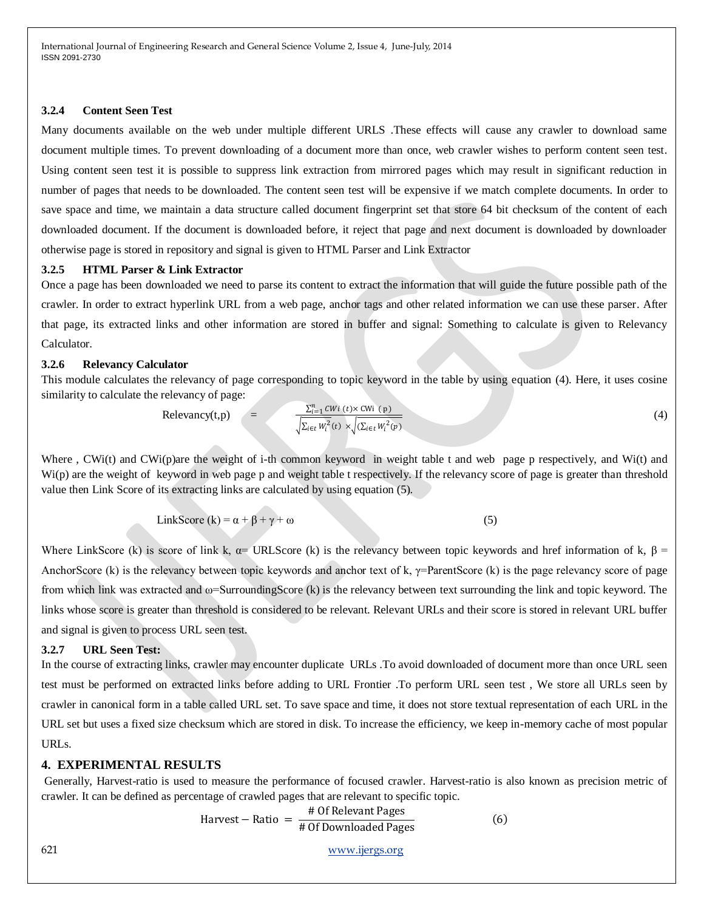### 3.2.4 Content Seen Test

Many documents available on the web under multiple different URLS .These effects will cause any crawler to download same document multiple times. To prevent downloading of a document more than once, web crawler wishes to perform content seen test. Using content seen test it is possible to suppress link extraction from mirrored pages which may result in significant reduction in number of pages that needs to be downloaded. The content seen test will be expensive if we match complete documents. In order to save space and time, we maintain a data structure called document fingerprint set that store 64 bit checksum of the content of each downloaded document. If the document is downloaded before, it reject that page and next document is downloaded by downloader otherwise page is stored in repository and signal is given to HTML Parser and Link Extractor

### 3.2.5 HTML Parser & Link Extractor

Once a page has been downloaded we need to parse its content to extract the information that will guide the future possible path of the crawler. In order to extract hyperlink URL from a web page, anchor tags and other related information we can use these parser. After that page, its extracted links and other information are stored in buffer and signal: Something to calculate is given to Relevancy Calculator.

### 3.2.6 Relevancy Calculator

This module calculates the relevancy of page corresponding to topic keyword in the table by using equation (4). Here, it uses cosine similarity to calculate the relevancy of page:

$$\text{Relevancy}(t,p) = \frac{\sum_{i=1}^{n} CWi\ (t) \times \text{CWi}\ (\text{p})}{\sqrt{\sum_{i\in t} W_i^2(t)} \times \sqrt{(\sum_{i\in t} W_i^2(p)}} \tag{4}$$

Where , CWi(t) and CWi(p)are the weight of i-th common keyword in weight table t and web page p respectively, and Wi(t) and Wi(p) are the weight of keyword in web page p and weight table t respectively. If the relevancy score of page is greater than threshold value then Link Score of its extracting links are calculated by using equation (5).

$$\text{LinkScore } (k) = \alpha + \beta + \gamma + \omega \tag{5}$$

Where LinkScore (k) is score of link k, $\alpha$= URLScore (k) is the relevancy between topic keywords and href information of k, $\beta$ = AnchorScore (k) is the relevancy between topic keywords and anchor text of k, $\gamma$=ParentScore (k) is the page relevancy score of page from which link was extracted and $\omega$=SurroundingScore (k) is the relevancy between text surrounding the link and topic keyword. The links whose score is greater than threshold is considered to be relevant. Relevant URLs and their score is stored in relevant URL buffer and signal is given to process URL seen test.

### 3.2.7 URL Seen Test:

In the course of extracting links, crawler may encounter duplicate URLs .To avoid downloaded of document more than once URL seen test must be performed on extracted links before adding to URL Frontier .To perform URL seen test , We store all URLs seen by crawler in canonical form in a table called URL set. To save space and time, it does not store textual representation of each URL in the URL set but uses a fixed size checksum which are stored in disk. To increase the efficiency, we keep in-memory cache of most popular URLs.

## 4. EXPERIMENTAL RESULTS

Generally, Harvest-ratio is used to measure the performance of focused crawler. Harvest-ratio is also known as precision metric of crawler. It can be defined as percentage of crawled pages that are relevant to specific topic.

$$\text{Harvest} - \text{Ratio} = \frac{\#\text{ Of Relevant Pages}}{\#\text{ Of Downloaded Pages}} \tag{6}$$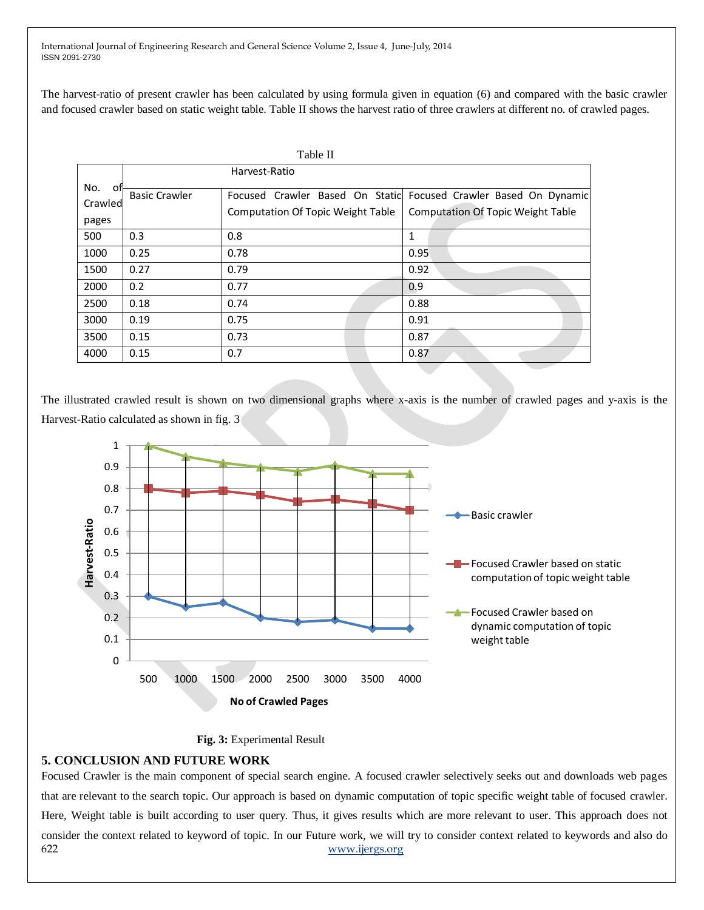The harvest-ratio of present crawler has been calculated by using formula given in equation (6) and compared with the basic crawler and focused crawler based on static weight table. Table II shows the harvest ratio of three crawlers at different no. of crawled pages.

Table II

| No. of Crawled pages | Harvest-Ratio | | |
|---|---|---|---|
| | Basic Crawler | Focused Crawler Based On Static Computation Of Topic Weight Table | Focused Crawler Based On Dynamic Computation Of Topic Weight Table |
| 500 | 0.3 | 0.8 | 1 |
| 1000 | 0.25 | 0.78 | 0.95 |
| 1500 | 0.27 | 0.79 | 0.92 |
| 2000 | 0.2 | 0.77 | 0.9 |
| 2500 | 0.18 | 0.74 | 0.88 |
| 3000 | 0.19 | 0.75 | 0.91 |
| 3500 | 0.15 | 0.73 | 0.87 |
| 4000 | 0.15 | 0.7 | 0.87 |

The illustrated crawled result is shown on two dimensional graphs where x-axis is the number of crawled pages and y-axis is the Harvest-Ratio calculated as shown in fig. 3

**Fig. 3:** Experimental Result

## 5. CONCLUSION AND FUTURE WORK

Focused Crawler is the main component of special search engine. A focused crawler selectively seeks out and downloads web pages that are relevant to the search topic. Our approach is based on dynamic computation of topic specific weight table of focused crawler. Here, Weight table is built according to user query. Thus, it gives results which are more relevant to user. This approach does not consider the context related to keyword of topic. In our Future work, we will try to consider context related to keywords and also do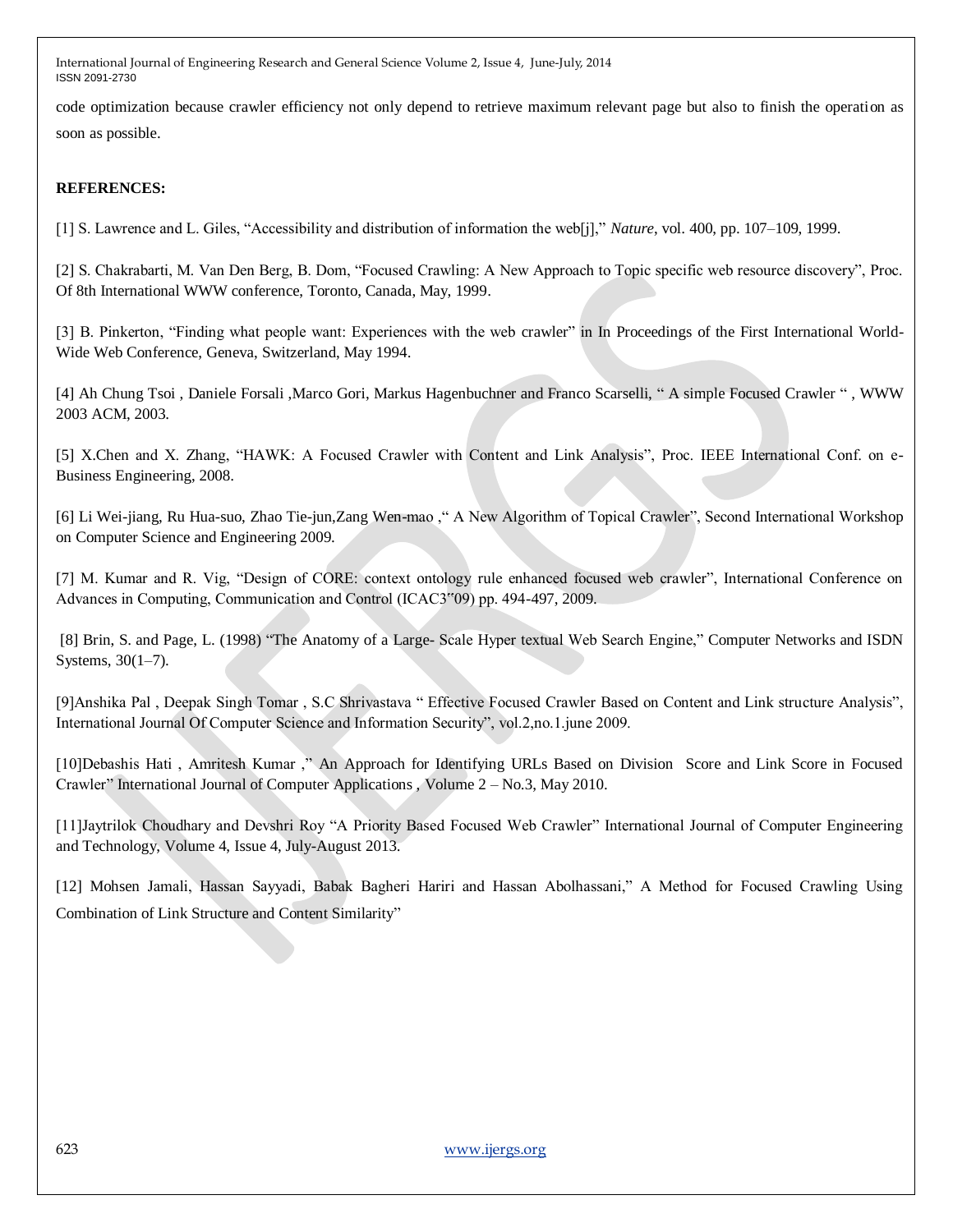code optimization because crawler efficiency not only depend to retrieve maximum relevant page but also to finish the operation as soon as possible.

**REFERENCES:**

[1] S. Lawrence and L. Giles, "Accessibility and distribution of information the web[j]," *Nature*, vol. 400, pp. 107–109, 1999.

[2] S. Chakrabarti, M. Van Den Berg, B. Dom, "Focused Crawling: A New Approach to Topic specific web resource discovery", Proc. Of 8th International WWW conference, Toronto, Canada, May, 1999.

[3] B. Pinkerton, "Finding what people want: Experiences with the web crawler" in In Proceedings of the First International World-Wide Web Conference, Geneva, Switzerland, May 1994.

[4] Ah Chung Tsoi , Daniele Forsali ,Marco Gori, Markus Hagenbuchner and Franco Scarselli, " A simple Focused Crawler " , WWW 2003 ACM, 2003.

[5] X.Chen and X. Zhang, "HAWK: A Focused Crawler with Content and Link Analysis", Proc. IEEE International Conf. on e-Business Engineering, 2008.

[6] Li Wei-jiang, Ru Hua-suo, Zhao Tie-jun,Zang Wen-mao ," A New Algorithm of Topical Crawler", Second International Workshop on Computer Science and Engineering 2009.

[7] M. Kumar and R. Vig, "Design of CORE: context ontology rule enhanced focused web crawler", International Conference on Advances in Computing, Communication and Control (ICAC3"09) pp. 494-497, 2009.

[8] Brin, S. and Page, L. (1998) "The Anatomy of a Large- Scale Hyper textual Web Search Engine," Computer Networks and ISDN Systems, 30(1–7).

[9]Anshika Pal , Deepak Singh Tomar , S.C Shrivastava " Effective Focused Crawler Based on Content and Link structure Analysis", International Journal Of Computer Science and Information Security", vol.2,no.1.june 2009.

[10]Debashis Hati , Amritesh Kumar ," An Approach for Identifying URLs Based on Division Score and Link Score in Focused Crawler" International Journal of Computer Applications , Volume 2 – No.3, May 2010.

[11]Jaytrilok Choudhary and Devshri Roy "A Priority Based Focused Web Crawler" International Journal of Computer Engineering and Technology, Volume 4, Issue 4, July-August 2013.

[12] Mohsen Jamali, Hassan Sayyadi, Babak Bagheri Hariri and Hassan Abolhassani," A Method for Focused Crawling Using Combination of Link Structure and Content Similarity"